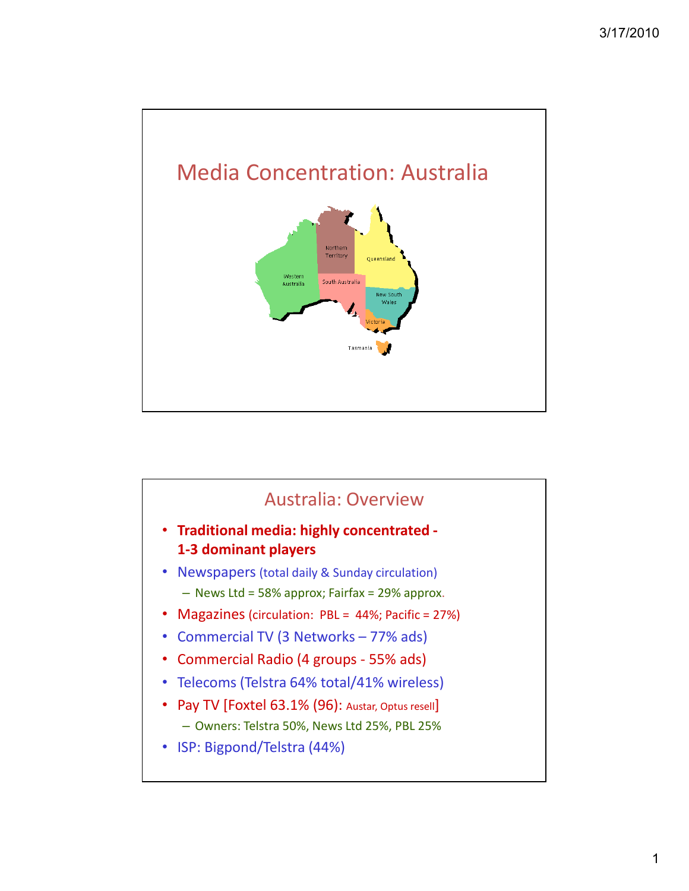# Media Concentration: Australia

## Australia: Overview

- **Traditional media: highly concentrated - 1-3 dominant players**
- Newspapers (total daily & Sunday circulation)
  - News Ltd = 58% approx; Fairfax = 29% approx.
- Magazines (circulation: PBL = 44%; Pacific = 27%)
- Commercial TV (3 Networks – 77% ads)
- Commercial Radio (4 groups - 55% ads)
- Telecoms (Telstra 64% total/41% wireless)
- Pay TV [Foxtel 63.1% (96): Austar, Optus resell]
  - Owners: Telstra 50%, News Ltd 25%, PBL 25%
- ISP: Bigpond/Telstra (44%)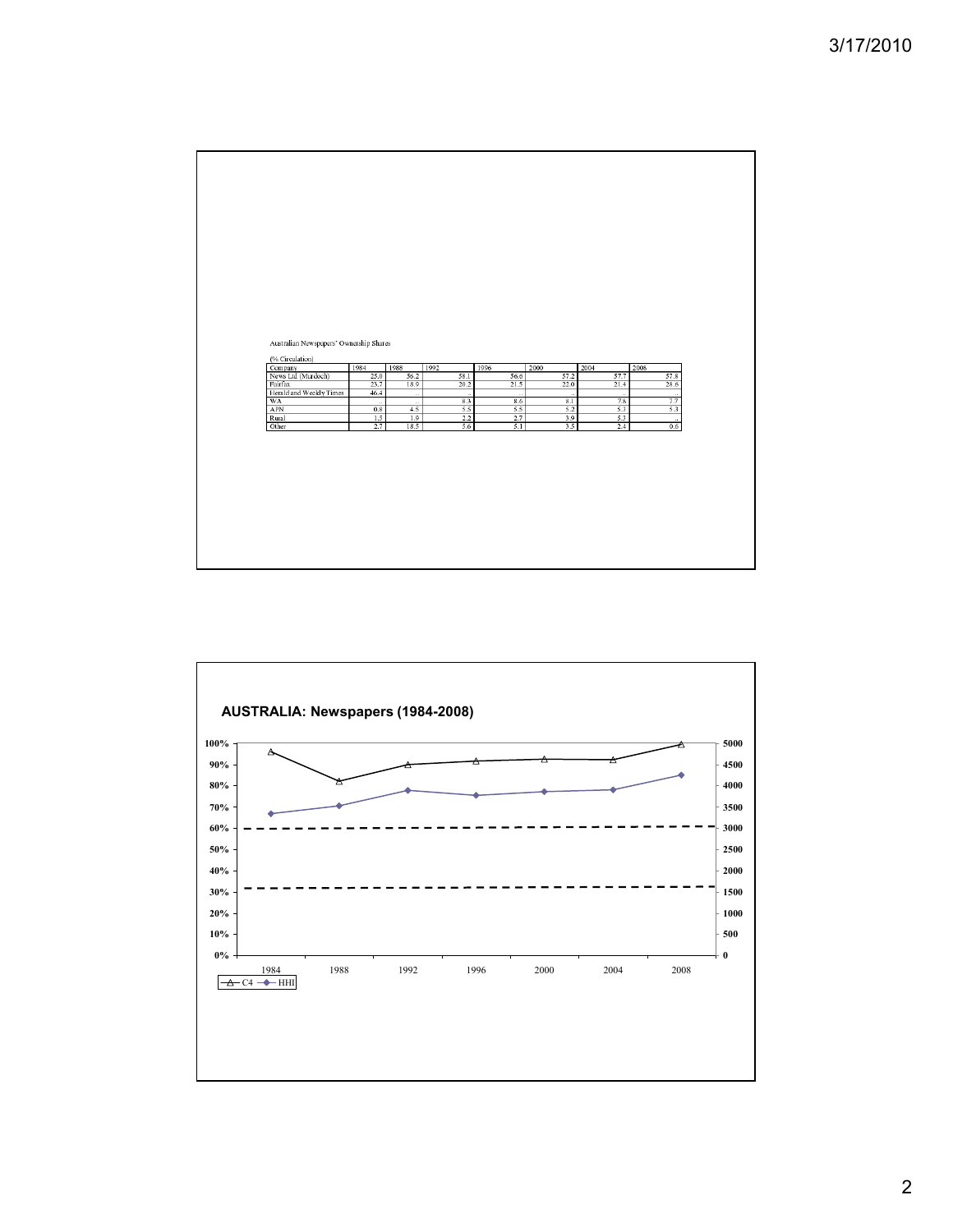Australian Newspapers' Ownership Shares

(% Circulation)

| Company | 1984 | 1988 | 1992 | 1996 | 2000 | 2004 | 2008 |
|---|---|---|---|---|---|---|---|
| News Ltd (Murdoch) | 25.0 | 56.2 | 58.1 | 56.6 | 57.2 | 57.7 | 57.8 |
| Fairfax | 23.7 | 18.9 | 20.2 | 21.5 | 22.0 | 21.4 | 28.6 |
| Herald and Weekly Times | 46.4 | .. | .. | .. | .. | .. | .. |
| WA | .. | .. | 8.3 | 8.6 | 8.1 | 7.8 | 7.7 |
| APN | 0.8 | 4.5 | 5.5 | 5.5 | 5.2 | 5.3 | 5.3 |
| Rural | 1.5 | 1.9 | 2.2 | 2.7 | 3.9 | 5.3 | .. |
| Other | 2.7 | 18.5 | 5.6 | 5.1 | 3.5 | 2.4 | 0.6 |

## AUSTRALIA: Newspapers (1984-2008)

C4 — HHI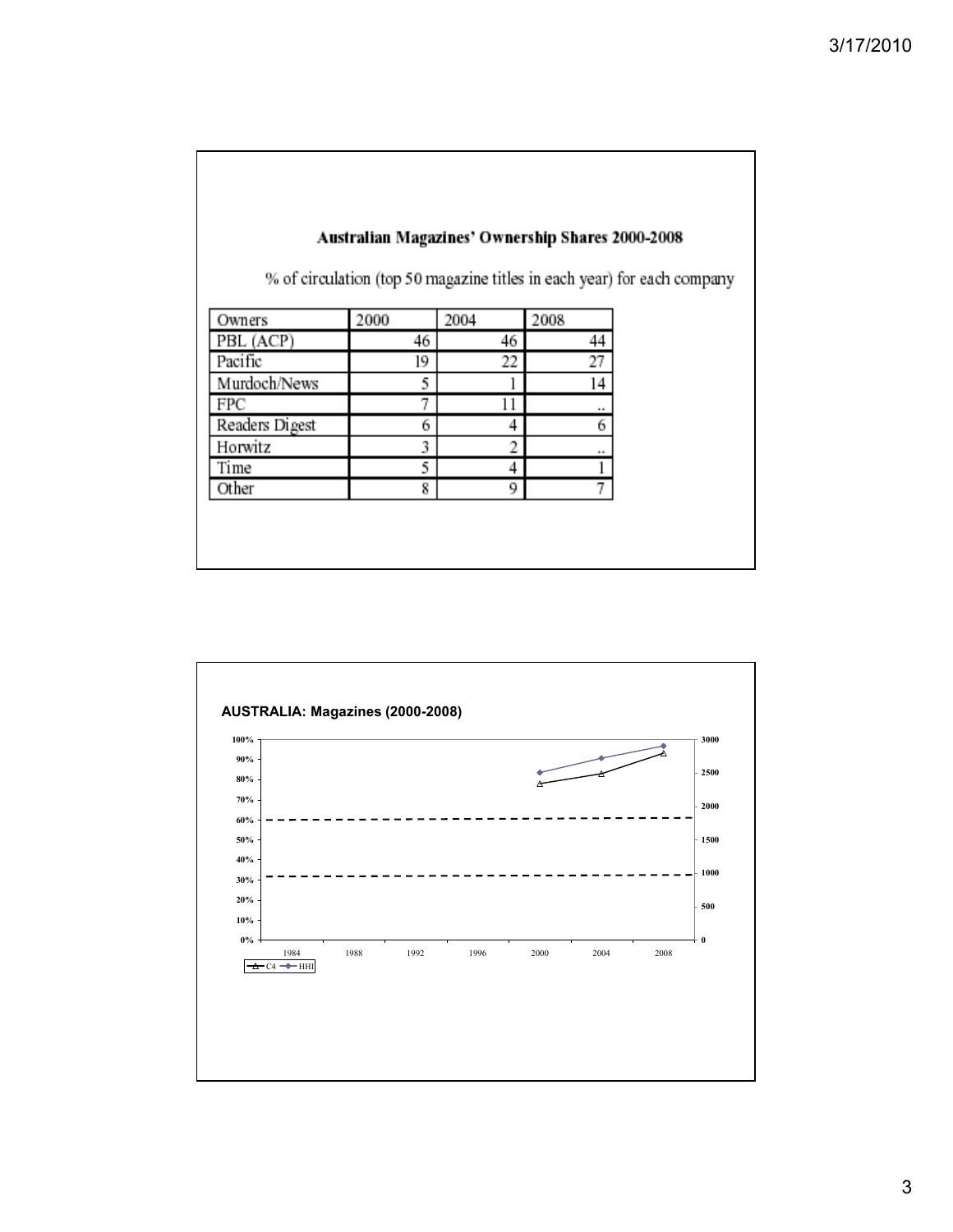## Australian Magazines' Ownership Shares 2000-2008

% of circulation (top 50 magazine titles in each year) for each company

| Owners | 2000 | 2004 | 2008 |
| --- | --- | --- | --- |
| PBL (ACP) | 46 | 46 | 44 |
| Pacific | 19 | 22 | 27 |
| Murdoch/News | 5 | 1 | 14 |
| FPC | 7 | 11 | .. |
| Readers Digest | 6 | 4 | 6 |
| Horwitz | 3 | 2 | .. |
| Time | 5 | 4 | 1 |
| Other | 8 | 9 | 7 |

## AUSTRALIA: Magazines (2000-2008)

C4 — HHI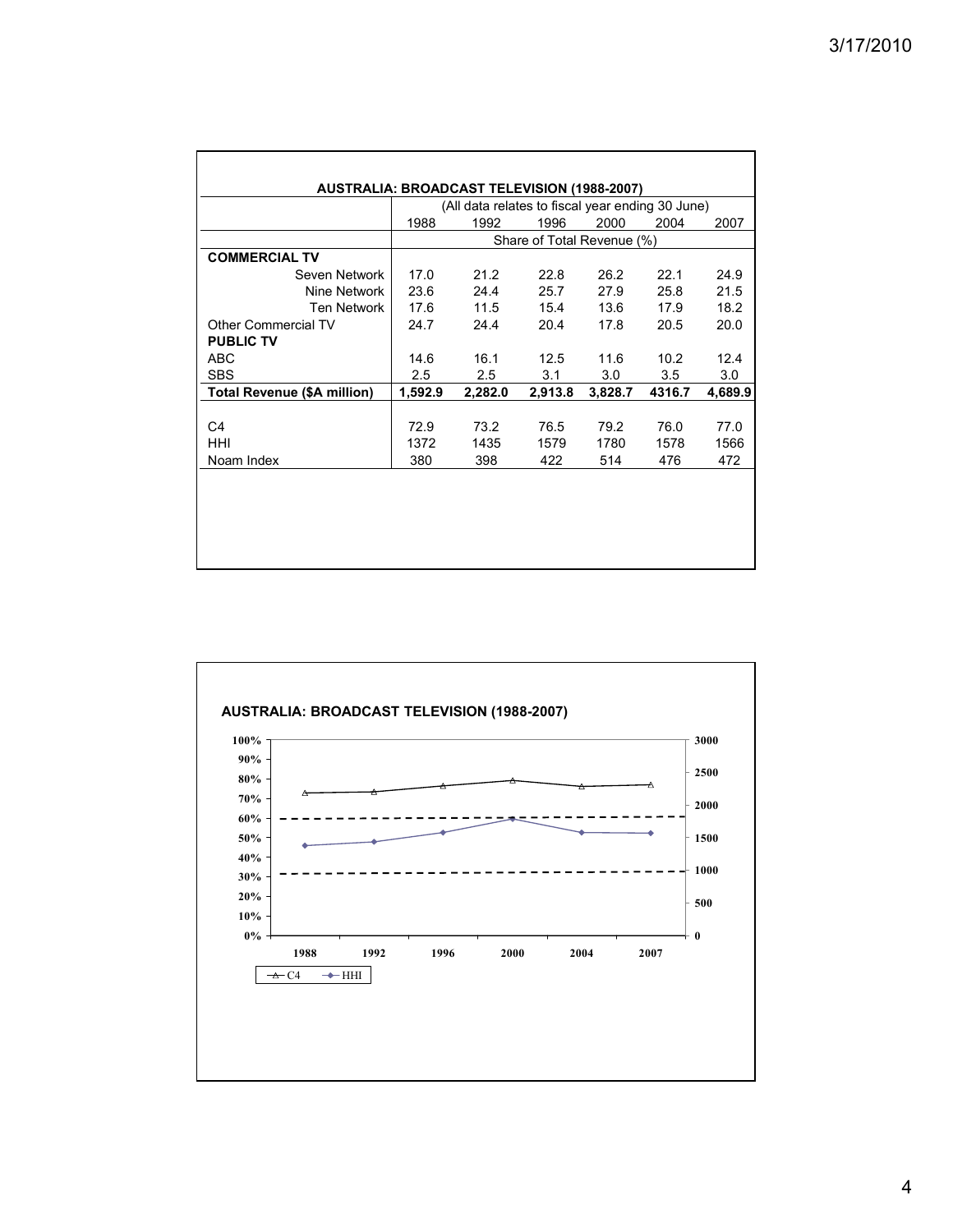**AUSTRALIA: BROADCAST TELEVISION (1988-2007)**

| | (All data relates to fiscal year ending 30 June) | | | | | |
|---|---|---|---|---|---|---|
| | 1988 | 1992 | 1996 | 2000 | 2004 | 2007 |
| | Share of Total Revenue (%) | | | | | |
| **COMMERCIAL TV** | | | | | | |
| Seven Network | 17.0 | 21.2 | 22.8 | 26.2 | 22.1 | 24.9 |
| Nine Network | 23.6 | 24.4 | 25.7 | 27.9 | 25.8 | 21.5 |
| Ten Network | 17.6 | 11.5 | 15.4 | 13.6 | 17.9 | 18.2 |
| Other Commercial TV | 24.7 | 24.4 | 20.4 | 17.8 | 20.5 | 20.0 |
| **PUBLIC TV** | | | | | | |
| ABC | 14.6 | 16.1 | 12.5 | 11.6 | 10.2 | 12.4 |
| SBS | 2.5 | 2.5 | 3.1 | 3.0 | 3.5 | 3.0 |
| **Total Revenue ($A million)** | **1,592.9** | **2,282.0** | **2,913.8** | **3,828.7** | **4316.7** | **4,689.9** |
| | | | | | | |
| C4 | 72.9 | 73.2 | 76.5 | 79.2 | 76.0 | 77.0 |
| HHI | 1372 | 1435 | 1579 | 1780 | 1578 | 1566 |
| Noam Index | 380 | 398 | 422 | 514 | 476 | 472 |

**AUSTRALIA: BROADCAST TELEVISION (1988-2007)**

| Year | C4 (%) | HHI |
|---|---|---|
| 1988 | 72.9 | 1372 |
| 1992 | 73.2 | 1435 |
| 1996 | 76.5 | 1579 |
| 2000 | 79.2 | 1780 |
| 2004 | 76.0 | 1578 |
| 2007 | 77.0 | 1566 |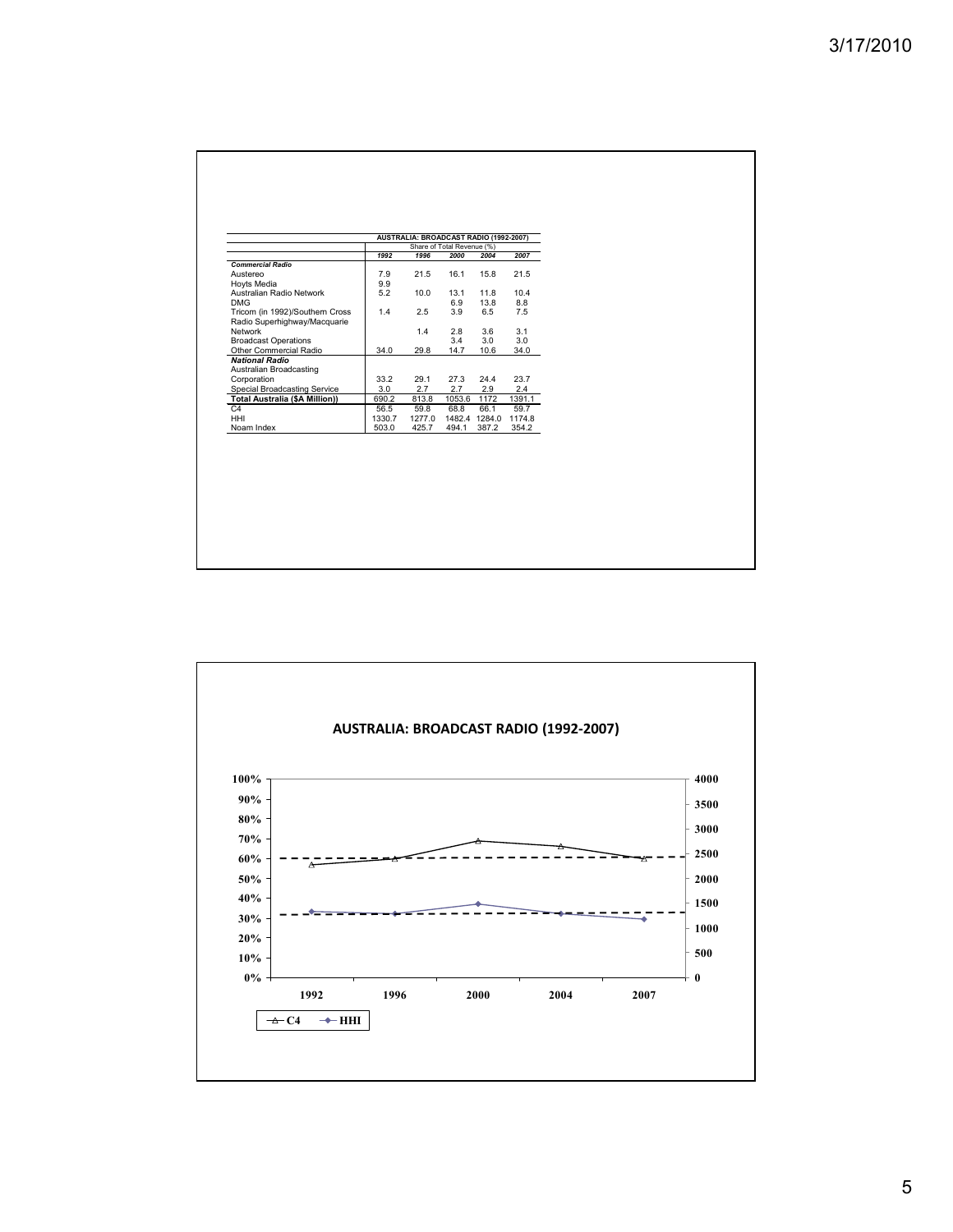| | AUSTRALIA: BROADCAST RADIO (1992-2007) | | | | |
|---|---|---|---|---|---|
| | Share of Total Revenue (%) | | | | |
| | 1992 | 1996 | 2000 | 2004 | 2007 |
| ***Commercial Radio*** | | | | | |
| Austereo | 7.9 | 21.5 | 16.1 | 15.8 | 21.5 |
| Hoyts Media | 9.9 | | | | |
| Australian Radio Network | 5.2 | 10.0 | 13.1 | 11.8 | 10.4 |
| DMG | | | 6.9 | 13.8 | 8.8 |
| Tricom (in 1992)/Southern Cross | 1.4 | 2.5 | 3.9 | 6.5 | 7.5 |
| Radio Superhighway/Macquarie Network | | 1.4 | 2.8 | 3.6 | 3.1 |
| Broadcast Operations | | | 3.4 | 3.0 | 3.0 |
| Other Commercial Radio | 34.0 | 29.8 | 14.7 | 10.6 | 34.0 |
| ***National Radio*** | | | | | |
| Australian Broadcasting Corporation | 33.2 | 29.1 | 27.3 | 24.4 | 23.7 |
| Special Broadcasting Service | 3.0 | 2.7 | 2.7 | 2.9 | 2.4 |
| **Total Australia ($A Million))** | 690.2 | 813.8 | 1053.6 | 1172 | 1391.1 |
| C4 | 56.5 | 59.8 | 68.8 | 66.1 | 59.7 |
| HHI | 1330.7 | 1277.0 | 1482.4 | 1284.0 | 1174.8 |
| Noam Index | 503.0 | 425.7 | 494.1 | 387.2 | 354.2 |

## AUSTRALIA: BROADCAST RADIO (1992-2007)

| Year | C4 (%) | HHI |
|---|---|---|
| 1992 | 56.5 | 1330.7 |
| 1996 | 59.8 | 1277.0 |
| 2000 | 68.8 | 1482.4 |
| 2004 | 66.1 | 1284.0 |
| 2007 | 59.7 | 1174.8 |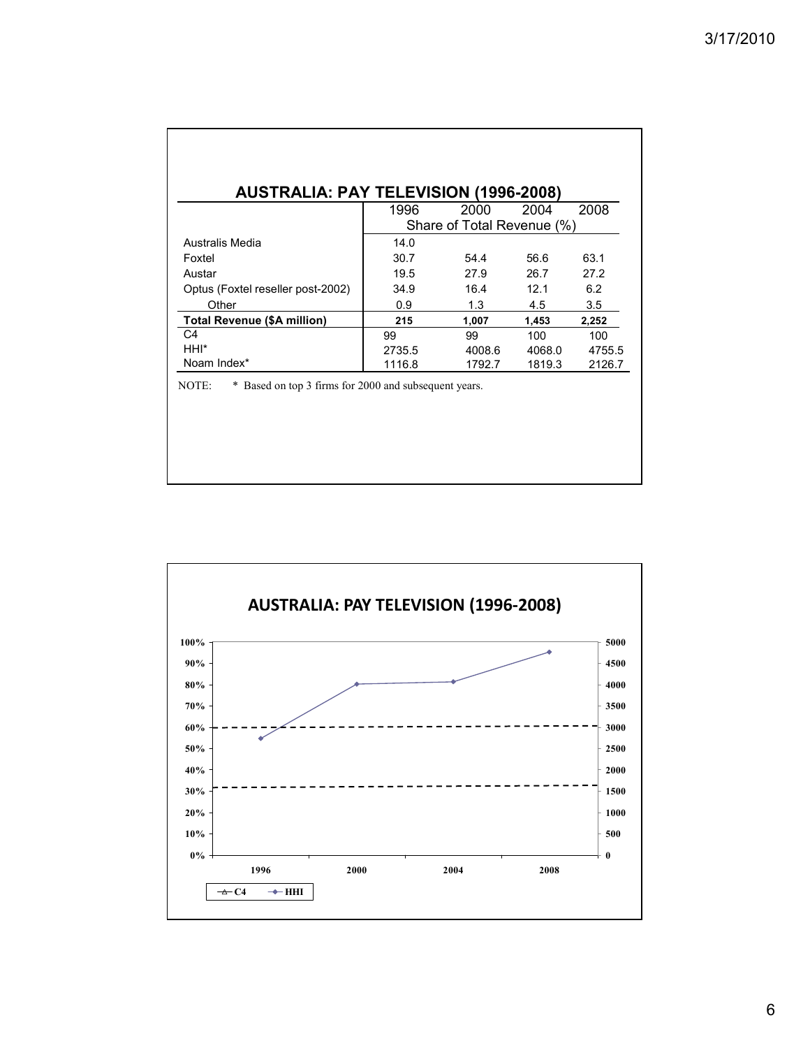## AUSTRALIA: PAY TELEVISION (1996-2008)

| | 1996 | 2000 | 2004 | 2008 |
|---|---|---|---|---|
| | Share of Total Revenue (%) | | | |
| Australis Media | 14.0 | | | |
| Foxtel | 30.7 | 54.4 | 56.6 | 63.1 |
| Austar | 19.5 | 27.9 | 26.7 | 27.2 |
| Optus (Foxtel reseller post-2002) | 34.9 | 16.4 | 12.1 | 6.2 |
| Other | 0.9 | 1.3 | 4.5 | 3.5 |
| **Total Revenue ($A million)** | **215** | **1,007** | **1,453** | **2,252** |
| C4 | 99 | 99 | 100 | 100 |
| HHI* | 2735.5 | 4008.6 | 4068.0 | 4755.5 |
| Noam Index* | 1116.8 | 1792.7 | 1819.3 | 2126.7 |

NOTE: * Based on top 3 firms for 2000 and subsequent years.

## AUSTRALIA: PAY TELEVISION (1996-2008)

(Chart: left axis 0%–100%; right axis 0–5000; x-axis 1996, 2000, 2004, 2008; legend: C4, HHI)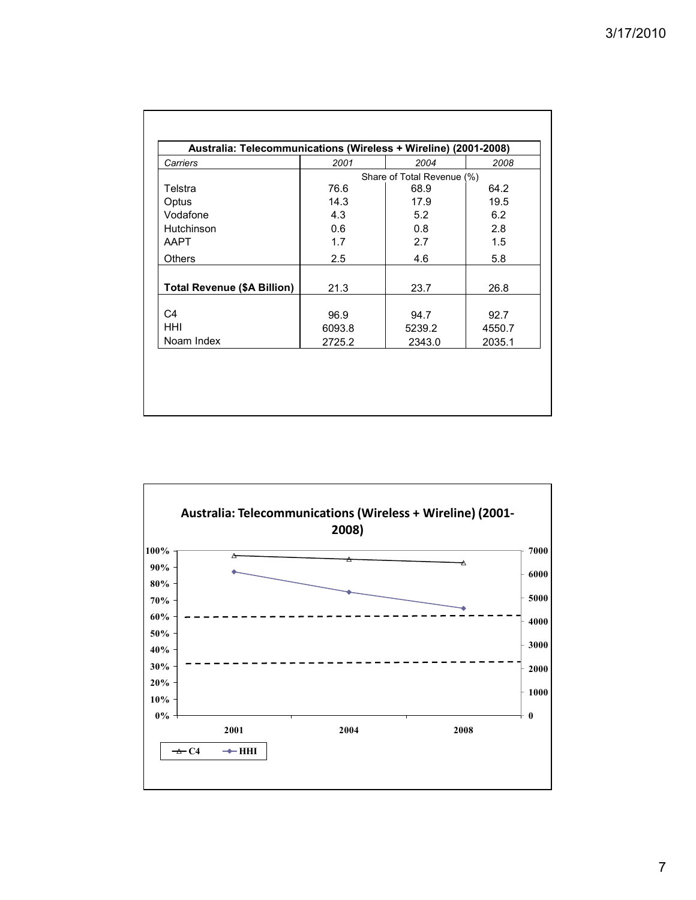| Australia: Telecommunications (Wireless + Wireline) (2001-2008) | | | |
|---|---|---|---|
| *Carriers* | *2001* | *2004* | *2008* |
| | Share of Total Revenue (%) | | |
| Telstra | 76.6 | 68.9 | 64.2 |
| Optus | 14.3 | 17.9 | 19.5 |
| Vodafone | 4.3 | 5.2 | 6.2 |
| Hutchinson | 0.6 | 0.8 | 2.8 |
| AAPT | 1.7 | 2.7 | 1.5 |
| Others | 2.5 | 4.6 | 5.8 |
| **Total Revenue ($A Billion)** | 21.3 | 23.7 | 26.8 |
| C4 | 96.9 | 94.7 | 92.7 |
| HHI | 6093.8 | 5239.2 | 4550.7 |
| Noam Index | 2725.2 | 2343.0 | 2035.1 |

**Australia: Telecommunications (Wireless + Wireline) (2001-2008)**

| Year | C4 (%) | HHI |
|---|---|---|
| 2001 | 96.9 | 6093.8 |
| 2004 | 94.7 | 5239.2 |
| 2008 | 92.7 | 4550.7 |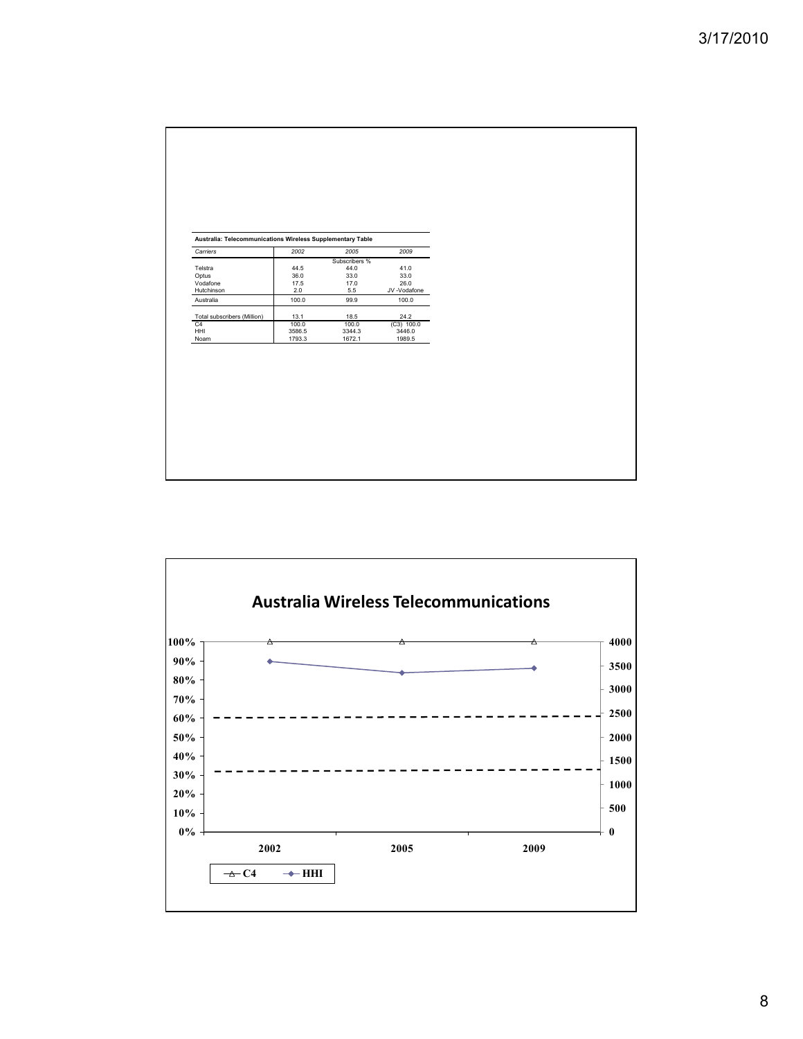**Australia: Telecommunications Wireless Supplementary Table**

| *Carriers* | *2002* | *2005* | *2009* |
|---|---|---|---|
| | | Subscribers % | |
| Telstra | 44.5 | 44.0 | 41.0 |
| Optus | 36.0 | 33.0 | 33.0 |
| Vodafone | 17.5 | 17.0 | 26.0 |
| Hutchinson | 2.0 | 5.5 | JV -Vodafone |
| Australia | 100.0 | 99.9 | 100.0 |
| | | | |
| Total subscribers (Million) | 13.1 | 18.5 | 24.2 |
| C4 | 100.0 | 100.0 | (C3) 100.0 |
| HHI | 3586.5 | 3344.3 | 3446.0 |
| Noam | 1793.3 | 1672.1 | 1989.5 |

## Australia Wireless Telecommunications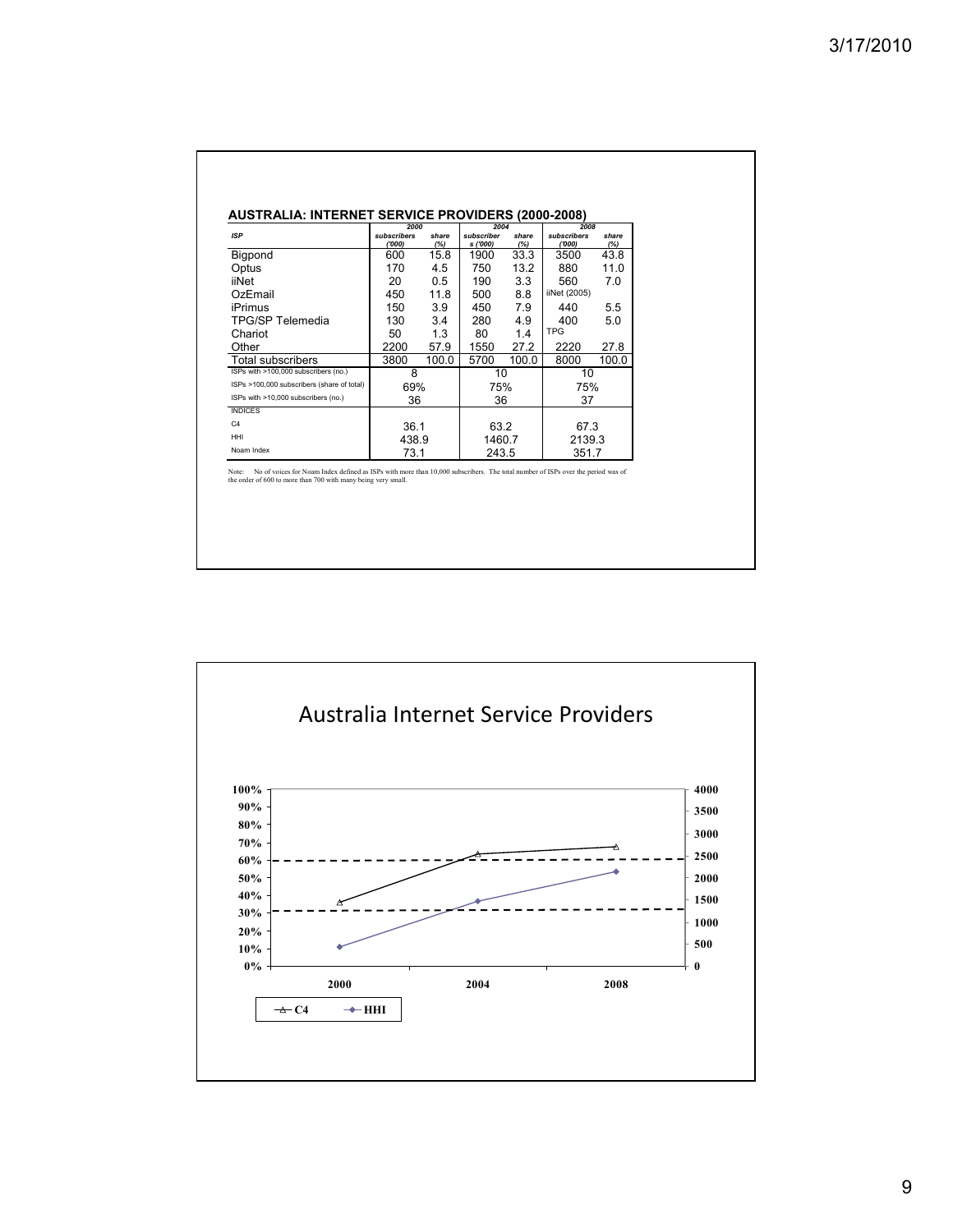**AUSTRALIA: INTERNET SERVICE PROVIDERS (2000-2008)**

| ISP | 2000 subscribers ('000) | 2000 share (%) | 2004 subscribers ('000) | 2004 share (%) | 2008 subscribers ('000) | 2008 share (%) |
|---|---|---|---|---|---|---|
| Bigpond | 600 | 15.8 | 1900 | 33.3 | 3500 | 43.8 |
| Optus | 170 | 4.5 | 750 | 13.2 | 880 | 11.0 |
| iiNet | 20 | 0.5 | 190 | 3.3 | 560 | 7.0 |
| OzEmail | 450 | 11.8 | 500 | 8.8 | iiNet (2005) | |
| iPrimus | 150 | 3.9 | 450 | 7.9 | 440 | 5.5 |
| TPG/SP Telemedia | 130 | 3.4 | 280 | 4.9 | 400 | 5.0 |
| Chariot | 50 | 1.3 | 80 | 1.4 | TPG | |
| Other | 2200 | 57.9 | 1550 | 27.2 | 2220 | 27.8 |
| Total subscribers | 3800 | 100.0 | 5700 | 100.0 | 8000 | 100.0 |
| ISPs with >100,000 subscribers (no.) | 8 | | 10 | | 10 | |
| ISPs >100,000 subscribers (share of total) | 69% | | 75% | | 75% | |
| ISPs with >10,000 subscribers (no.) | 36 | | 36 | | 37 | |
| INDICES | | | | | | |
| C4 | 36.1 | | 63.2 | | 67.3 | |
| HHI | 438.9 | | 1460.7 | | 2139.3 | |
| Noam Index | 73.1 | | 243.5 | | 351.7 | |

Note: No of voices for Noam Index defined as ISPs with more than 10,000 subscribers. The total number of ISPs over the period was of the order of 600 to more than 700 with many being very small.

## Australia Internet Service Providers

100%
90%
80%
70%
60%
50%
40%
30%
20%
10%
0%

4000
3500
3000
2500
2000
1500
1000
500
0

2000
2004
2008

C4
HHI